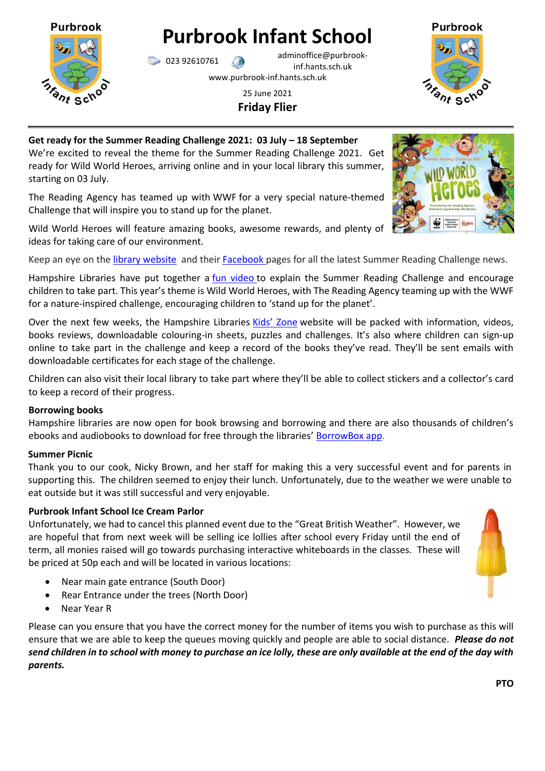# Purbrook Infant School

023 92610761 adminoffice@purbrook-inf.hants.sch.uk

www.purbrook-inf.hants.sch.uk

25 June 2021

**Friday Flier**

**Get ready for the Summer Reading Challenge 2021: 03 July – 18 September**

We're excited to reveal the theme for the Summer Reading Challenge 2021. Get ready for Wild World Heroes, arriving online and in your local library this summer, starting on 03 July.

The Reading Agency has teamed up with WWF for a very special nature-themed Challenge that will inspire you to stand up for the planet.

Wild World Heroes will feature amazing books, awesome rewards, and plenty of ideas for taking care of our environment.

Keep an eye on the library website and their Facebook pages for all the latest Summer Reading Challenge news.

Hampshire Libraries have put together a fun video to explain the Summer Reading Challenge and encourage children to take part. This year's theme is Wild World Heroes, with The Reading Agency teaming up with the WWF for a nature-inspired challenge, encouraging children to 'stand up for the planet'.

Over the next few weeks, the Hampshire Libraries Kids' Zone website will be packed with information, videos, books reviews, downloadable colouring-in sheets, puzzles and challenges. It's also where children can sign-up online to take part in the challenge and keep a record of the books they've read. They'll be sent emails with downloadable certificates for each stage of the challenge.

Children can also visit their local library to take part where they'll be able to collect stickers and a collector's card to keep a record of their progress.

**Borrowing books**

Hampshire libraries are now open for book browsing and borrowing and there are also thousands of children's ebooks and audiobooks to download for free through the libraries' BorrowBox app.

**Summer Picnic**

Thank you to our cook, Nicky Brown, and her staff for making this a very successful event and for parents in supporting this. The children seemed to enjoy their lunch. Unfortunately, due to the weather we were unable to eat outside but it was still successful and very enjoyable.

**Purbrook Infant School Ice Cream Parlor**

Unfortunately, we had to cancel this planned event due to the "Great British Weather". However, we are hopeful that from next week will be selling ice lollies after school every Friday until the end of term, all monies raised will go towards purchasing interactive whiteboards in the classes. These will be priced at 50p each and will be located in various locations:

- Near main gate entrance (South Door)
- Rear Entrance under the trees (North Door)
- Near Year R

Please can you ensure that you have the correct money for the number of items you wish to purchase as this will ensure that we are able to keep the queues moving quickly and people are able to social distance. ***Please do not send children in to school with money to purchase an ice lolly, these are only available at the end of the day with parents.***

**PTO**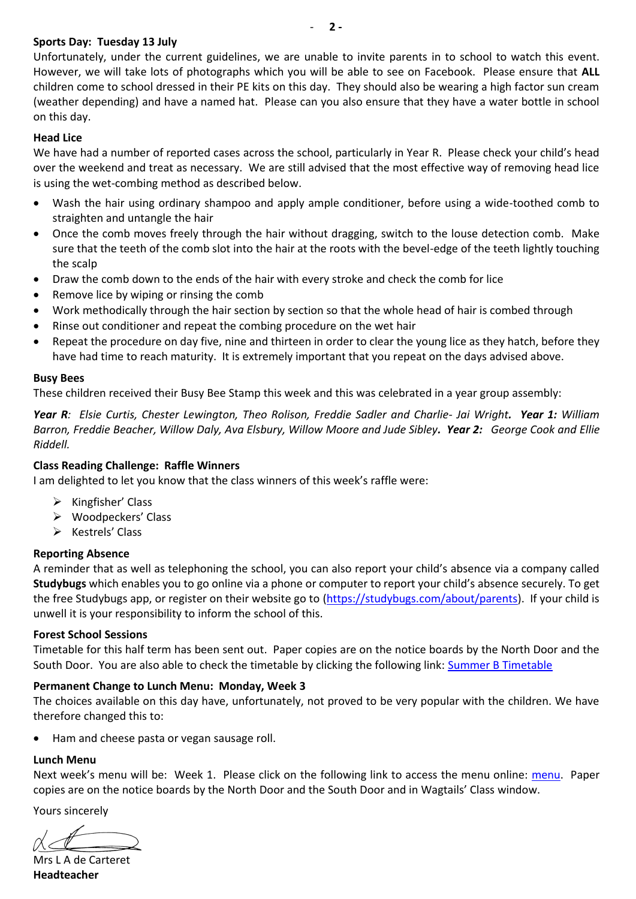**Sports Day: Tuesday 13 July**

Unfortunately, under the current guidelines, we are unable to invite parents in to school to watch this event. However, we will take lots of photographs which you will be able to see on Facebook. Please ensure that **ALL** children come to school dressed in their PE kits on this day. They should also be wearing a high factor sun cream (weather depending) and have a named hat. Please can you also ensure that they have a water bottle in school on this day.

**Head Lice**

We have had a number of reported cases across the school, particularly in Year R. Please check your child's head over the weekend and treat as necessary. We are still advised that the most effective way of removing head lice is using the wet-combing method as described below.

- Wash the hair using ordinary shampoo and apply ample conditioner, before using a wide-toothed comb to straighten and untangle the hair
- Once the comb moves freely through the hair without dragging, switch to the louse detection comb. Make sure that the teeth of the comb slot into the hair at the roots with the bevel-edge of the teeth lightly touching the scalp
- Draw the comb down to the ends of the hair with every stroke and check the comb for lice
- Remove lice by wiping or rinsing the comb
- Work methodically through the hair section by section so that the whole head of hair is combed through
- Rinse out conditioner and repeat the combing procedure on the wet hair
- Repeat the procedure on day five, nine and thirteen in order to clear the young lice as they hatch, before they have had time to reach maturity. It is extremely important that you repeat on the days advised above.

**Busy Bees**

These children received their Busy Bee Stamp this week and this was celebrated in a year group assembly:

***Year R**: Elsie Curtis, Chester Lewington, Theo Rolison, Freddie Sadler and Charlie- Jai Wright.* ***Year 1:** William Barron, Freddie Beacher, Willow Daly, Ava Elsbury, Willow Moore and Jude Sibley.* ***Year 2:** George Cook and Ellie Riddell.*

**Class Reading Challenge: Raffle Winners**

I am delighted to let you know that the class winners of this week's raffle were:

- Kingfisher' Class
- Woodpeckers' Class
- Kestrels' Class

**Reporting Absence**

A reminder that as well as telephoning the school, you can also report your child's absence via a company called **Studybugs** which enables you to go online via a phone or computer to report your child's absence securely. To get the free Studybugs app, or register on their website go to (https://studybugs.com/about/parents). If your child is unwell it is your responsibility to inform the school of this.

**Forest School Sessions**

Timetable for this half term has been sent out. Paper copies are on the notice boards by the North Door and the South Door. You are also able to check the timetable by clicking the following link: Summer B Timetable

**Permanent Change to Lunch Menu: Monday, Week 3**

The choices available on this day have, unfortunately, not proved to be very popular with the children. We have therefore changed this to:

- Ham and cheese pasta or vegan sausage roll.

**Lunch Menu**

Next week's menu will be: Week 1. Please click on the following link to access the menu online: menu. Paper copies are on the notice boards by the North Door and the South Door and in Wagtails' Class window.

Yours sincerely

Mrs L A de Carteret
**Headteacher**